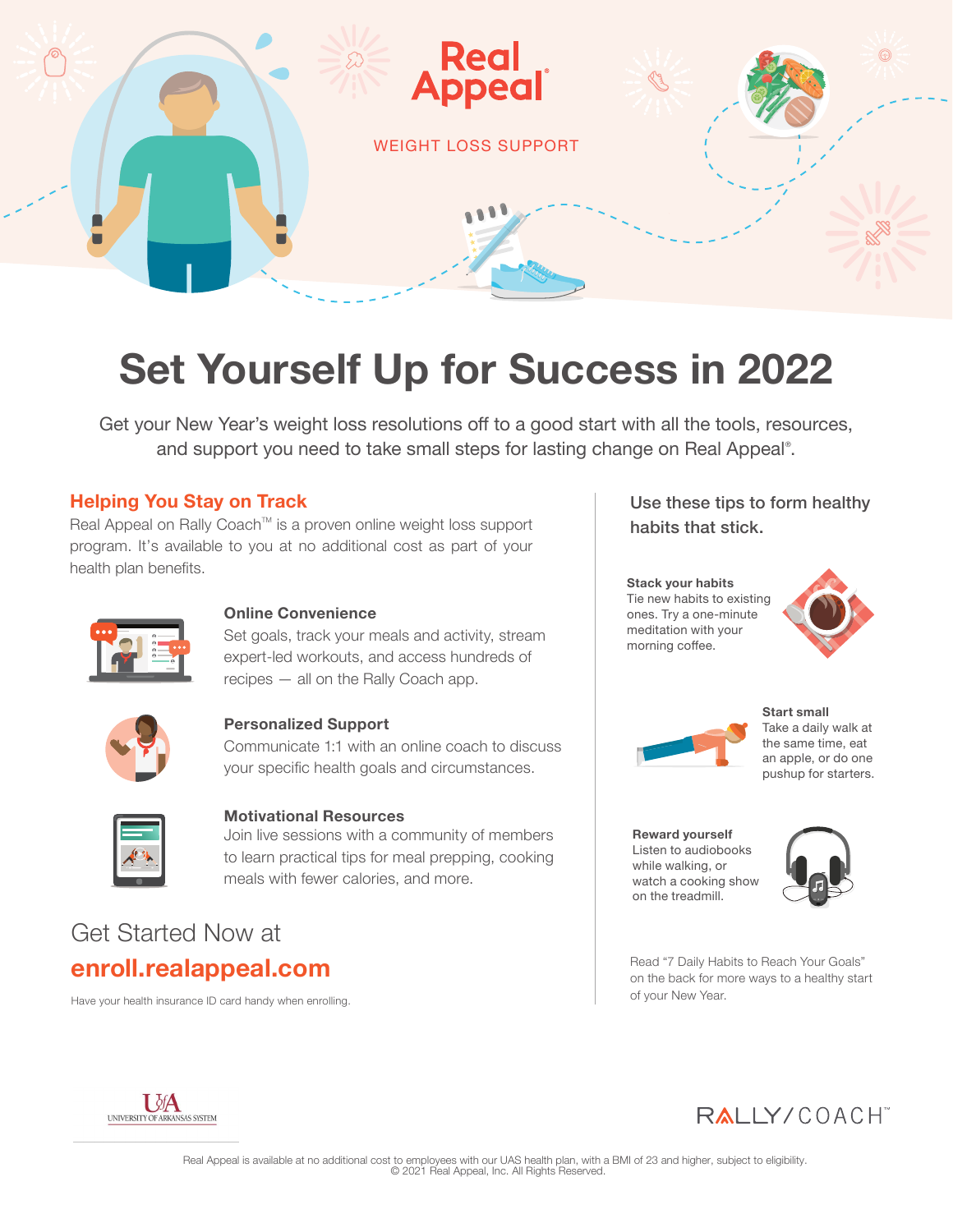# Real Appeal®

WEIGHT LOSS SUPPORT

# Set Yourself Up for Success in 2022

Get your New Year's weight loss resolutions off to a good start with all the tools, resources, and support you need to take small steps for lasting change on Real Appeal®.

## Helping You Stay on Track

Real Appeal on Rally Coach™ is a proven online weight loss support program. It's available to you at no additional cost as part of your health plan benefits.

### Online Convenience

Set goals, track your meals and activity, stream expert-led workouts, and access hundreds of recipes — all on the Rally Coach app.

### Personalized Support

Communicate 1:1 with an online coach to discuss your specific health goals and circumstances.

### Motivational Resources

Join live sessions with a community of members to learn practical tips for meal prepping, cooking meals with fewer calories, and more.

Get Started Now at

**enroll.realappeal.com**

Have your health insurance ID card handy when enrolling.

## Use these tips to form healthy habits that stick.

**Stack your habits**
Tie new habits to existing ones. Try a one-minute meditation with your morning coffee.

**Start small**
Take a daily walk at the same time, eat an apple, or do one pushup for starters.

**Reward yourself**
Listen to audiobooks while walking, or watch a cooking show on the treadmill.

Read "7 Daily Habits to Reach Your Goals" on the back for more ways to a healthy start of your New Year.

UA UNIVERSITY OF ARKANSAS SYSTEM

RALLY/COACH™

Real Appeal is available at no additional cost to employees with our UAS health plan, with a BMI of 23 and higher, subject to eligibility.
© 2021 Real Appeal, Inc. All Rights Reserved.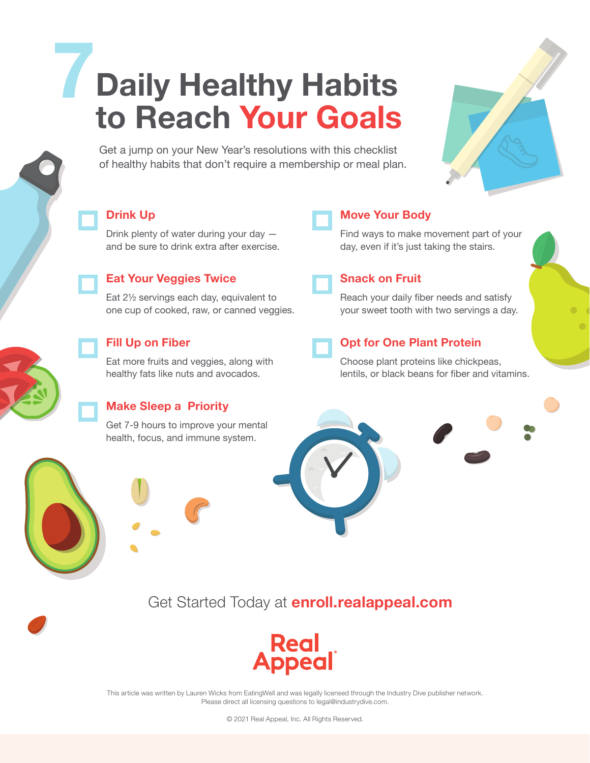# 7 Daily Healthy Habits to Reach Your Goals

Get a jump on your New Year's resolutions with this checklist of healthy habits that don't require a membership or meal plan.

- [ ] **Drink Up**

  Drink plenty of water during your day — and be sure to drink extra after exercise.

- [ ] **Eat Your Veggies Twice**

  Eat 2½ servings each day, equivalent to one cup of cooked, raw, or canned veggies.

- [ ] **Fill Up on Fiber**

  Eat more fruits and veggies, along with healthy fats like nuts and avocados.

- [ ] **Make Sleep a Priority**

  Get 7-9 hours to improve your mental health, focus, and immune system.

- [ ] **Move Your Body**

  Find ways to make movement part of your day, even if it's just taking the stairs.

- [ ] **Snack on Fruit**

  Reach your daily fiber needs and satisfy your sweet tooth with two servings a day.

- [ ] **Opt for One Plant Protein**

  Choose plant proteins like chickpeas, lentils, or black beans for fiber and vitamins.

Get Started Today at **enroll.realappeal.com**

**Real Appeal**®

This article was written by Lauren Wicks from EatingWell and was legally licensed through the Industry Dive publisher network. Please direct all licensing questions to legal@industrydive.com.

© 2021 Real Appeal, Inc. All Rights Reserved.